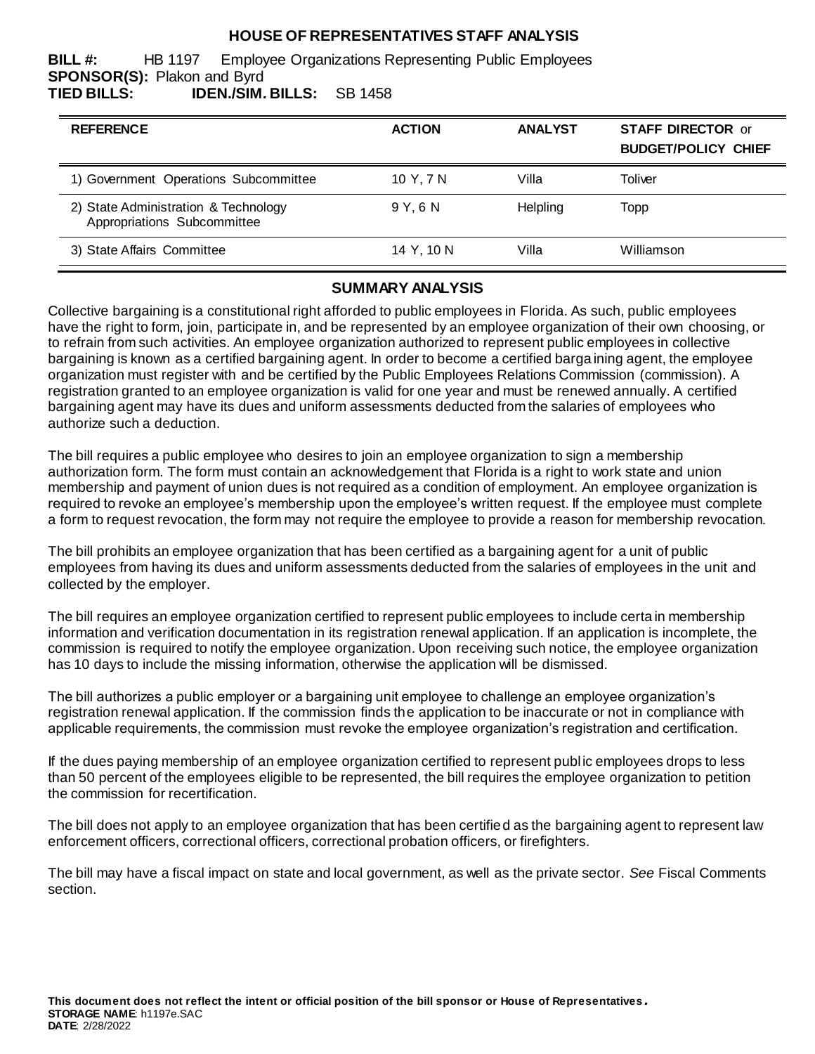# HOUSE OF REPRESENTATIVES STAFF ANALYSIS

**BILL #:** HB 1197 Employee Organizations Representing Public Employees
**SPONSOR(S):** Plakon and Byrd
**TIED BILLS:** **IDEN./SIM. BILLS:** SB 1458

| REFERENCE | ACTION | ANALYST | STAFF DIRECTOR or BUDGET/POLICY CHIEF |
|---|---|---|---|
| 1) Government Operations Subcommittee | 10 Y, 7 N | Villa | Toliver |
| 2) State Administration & Technology Appropriations Subcommittee | 9 Y, 6 N | Helpling | Topp |
| 3) State Affairs Committee | 14 Y, 10 N | Villa | Williamson |

## SUMMARY ANALYSIS

Collective bargaining is a constitutional right afforded to public employees in Florida. As such, public employees have the right to form, join, participate in, and be represented by an employee organization of their own choosing, or to refrain from such activities. An employee organization authorized to represent public employees in collective bargaining is known as a certified bargaining agent. In order to become a certified bargaining agent, the employee organization must register with and be certified by the Public Employees Relations Commission (commission). A registration granted to an employee organization is valid for one year and must be renewed annually. A certified bargaining agent may have its dues and uniform assessments deducted from the salaries of employees who authorize such a deduction.

The bill requires a public employee who desires to join an employee organization to sign a membership authorization form. The form must contain an acknowledgement that Florida is a right to work state and union membership and payment of union dues is not required as a condition of employment. An employee organization is required to revoke an employee's membership upon the employee's written request. If the employee must complete a form to request revocation, the form may not require the employee to provide a reason for membership revocation.

The bill prohibits an employee organization that has been certified as a bargaining agent for a unit of public employees from having its dues and uniform assessments deducted from the salaries of employees in the unit and collected by the employer.

The bill requires an employee organization certified to represent public employees to include certain membership information and verification documentation in its registration renewal application. If an application is incomplete, the commission is required to notify the employee organization. Upon receiving such notice, the employee organization has 10 days to include the missing information, otherwise the application will be dismissed.

The bill authorizes a public employer or a bargaining unit employee to challenge an employee organization's registration renewal application. If the commission finds the application to be inaccurate or not in compliance with applicable requirements, the commission must revoke the employee organization's registration and certification.

If the dues paying membership of an employee organization certified to represent public employees drops to less than 50 percent of the employees eligible to be represented, the bill requires the employee organization to petition the commission for recertification.

The bill does not apply to an employee organization that has been certified as the bargaining agent to represent law enforcement officers, correctional officers, correctional probation officers, or firefighters.

The bill may have a fiscal impact on state and local government, as well as the private sector. *See* Fiscal Comments section.

**This document does not reflect the intent or official position of the bill sponsor or House of Representatives.**
**STORAGE NAME**: h1197e.SAC
**DATE**: 2/28/2022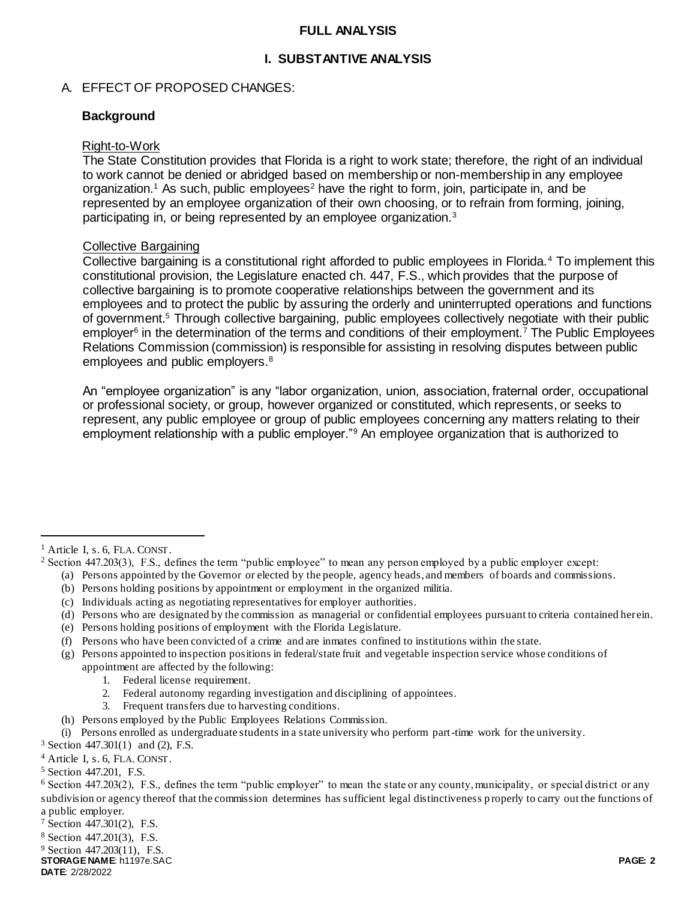# FULL ANALYSIS

## I. SUBSTANTIVE ANALYSIS

### A. EFFECT OF PROPOSED CHANGES:

**Background**

Right-to-Work

The State Constitution provides that Florida is a right to work state; therefore, the right of an individual to work cannot be denied or abridged based on membership or non-membership in any employee organization.[1] As such, public employees[2] have the right to form, join, participate in, and be represented by an employee organization of their own choosing, or to refrain from forming, joining, participating in, or being represented by an employee organization.[3]

Collective Bargaining

Collective bargaining is a constitutional right afforded to public employees in Florida.[4] To implement this constitutional provision, the Legislature enacted ch. 447, F.S., which provides that the purpose of collective bargaining is to promote cooperative relationships between the government and its employees and to protect the public by assuring the orderly and uninterrupted operations and functions of government.[5] Through collective bargaining, public employees collectively negotiate with their public employer[6] in the determination of the terms and conditions of their employment.[7] The Public Employees Relations Commission (commission) is responsible for assisting in resolving disputes between public employees and public employers.[8]

An "employee organization" is any "labor organization, union, association, fraternal order, occupational or professional society, or group, however organized or constituted, which represents, or seeks to represent, any public employee or group of public employees concerning any matters relating to their employment relationship with a public employer."[9] An employee organization that is authorized to

---

[1] Article I, s. 6, FLA. CONST.

[2] Section 447.203(3), F.S., defines the term "public employee" to mean any person employed by a public employer except:
- (a) Persons appointed by the Governor or elected by the people, agency heads, and members of boards and commissions.
- (b) Persons holding positions by appointment or employment in the organized militia.
- (c) Individuals acting as negotiating representatives for employer authorities.
- (d) Persons who are designated by the commission as managerial or confidential employees pursuant to criteria contained herein.
- (e) Persons holding positions of employment with the Florida Legislature.
- (f) Persons who have been convicted of a crime and are inmates confined to institutions within the state.
- (g) Persons appointed to inspection positions in federal/state fruit and vegetable inspection service whose conditions of appointment are affected by the following:
  1. Federal license requirement.
  2. Federal autonomy regarding investigation and disciplining of appointees.
  3. Frequent transfers due to harvesting conditions.
- (h) Persons employed by the Public Employees Relations Commission.
- (i) Persons enrolled as undergraduate students in a state university who perform part-time work for the university.

[3] Section 447.301(1) and (2), F.S.

[4] Article I, s. 6, FLA. CONST.

[5] Section 447.201, F.S.

[6] Section 447.203(2), F.S., defines the term "public employer" to mean the state or any county, municipality, or special district or any subdivision or agency thereof that the commission determines has sufficient legal distinctiveness properly to carry out the functions of a public employer.

[7] Section 447.301(2), F.S.

[8] Section 447.201(3), F.S.

[9] Section 447.203(11), F.S.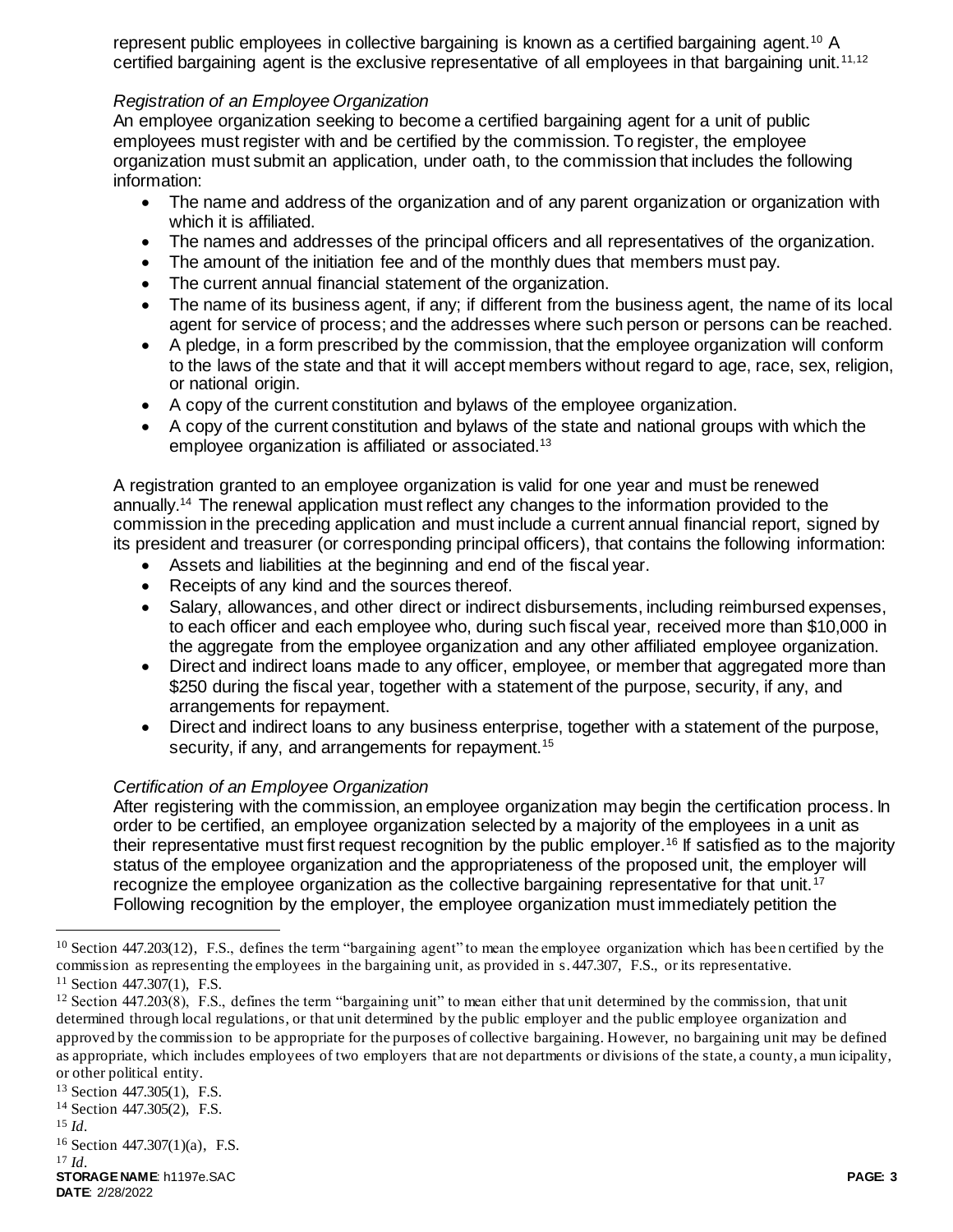represent public employees in collective bargaining is known as a certified bargaining agent.[10] A certified bargaining agent is the exclusive representative of all employees in that bargaining unit.[11,12]

*Registration of an Employee Organization*

An employee organization seeking to become a certified bargaining agent for a unit of public employees must register with and be certified by the commission. To register, the employee organization must submit an application, under oath, to the commission that includes the following information:

- The name and address of the organization and of any parent organization or organization with which it is affiliated.
- The names and addresses of the principal officers and all representatives of the organization.
- The amount of the initiation fee and of the monthly dues that members must pay.
- The current annual financial statement of the organization.
- The name of its business agent, if any; if different from the business agent, the name of its local agent for service of process; and the addresses where such person or persons can be reached.
- A pledge, in a form prescribed by the commission, that the employee organization will conform to the laws of the state and that it will accept members without regard to age, race, sex, religion, or national origin.
- A copy of the current constitution and bylaws of the employee organization.
- A copy of the current constitution and bylaws of the state and national groups with which the employee organization is affiliated or associated.[13]

A registration granted to an employee organization is valid for one year and must be renewed annually.[14] The renewal application must reflect any changes to the information provided to the commission in the preceding application and must include a current annual financial report, signed by its president and treasurer (or corresponding principal officers), that contains the following information:

- Assets and liabilities at the beginning and end of the fiscal year.
- Receipts of any kind and the sources thereof.
- Salary, allowances, and other direct or indirect disbursements, including reimbursed expenses, to each officer and each employee who, during such fiscal year, received more than $10,000 in the aggregate from the employee organization and any other affiliated employee organization.
- Direct and indirect loans made to any officer, employee, or member that aggregated more than $250 during the fiscal year, together with a statement of the purpose, security, if any, and arrangements for repayment.
- Direct and indirect loans to any business enterprise, together with a statement of the purpose, security, if any, and arrangements for repayment.[15]

*Certification of an Employee Organization*

After registering with the commission, an employee organization may begin the certification process. In order to be certified, an employee organization selected by a majority of the employees in a unit as their representative must first request recognition by the public employer.[16] If satisfied as to the majority status of the employee organization and the appropriateness of the proposed unit, the employer will recognize the employee organization as the collective bargaining representative for that unit.[17] Following recognition by the employer, the employee organization must immediately petition the

---

[10] Section 447.203(12), F.S., defines the term "bargaining agent" to mean the employee organization which has been certified by the commission as representing the employees in the bargaining unit, as provided in s. 447.307, F.S., or its representative.

[11] Section 447.307(1), F.S.

[12] Section 447.203(8), F.S., defines the term "bargaining unit" to mean either that unit determined by the commission, that unit determined through local regulations, or that unit determined by the public employer and the public employee organization and approved by the commission to be appropriate for the purposes of collective bargaining. However, no bargaining unit may be defined as appropriate, which includes employees of two employers that are not departments or divisions of the state, a county, a municipality, or other political entity.

[13] Section 447.305(1), F.S.

[14] Section 447.305(2), F.S.

[15] *Id.*

[16] Section 447.307(1)(a), F.S.

[17] *Id.*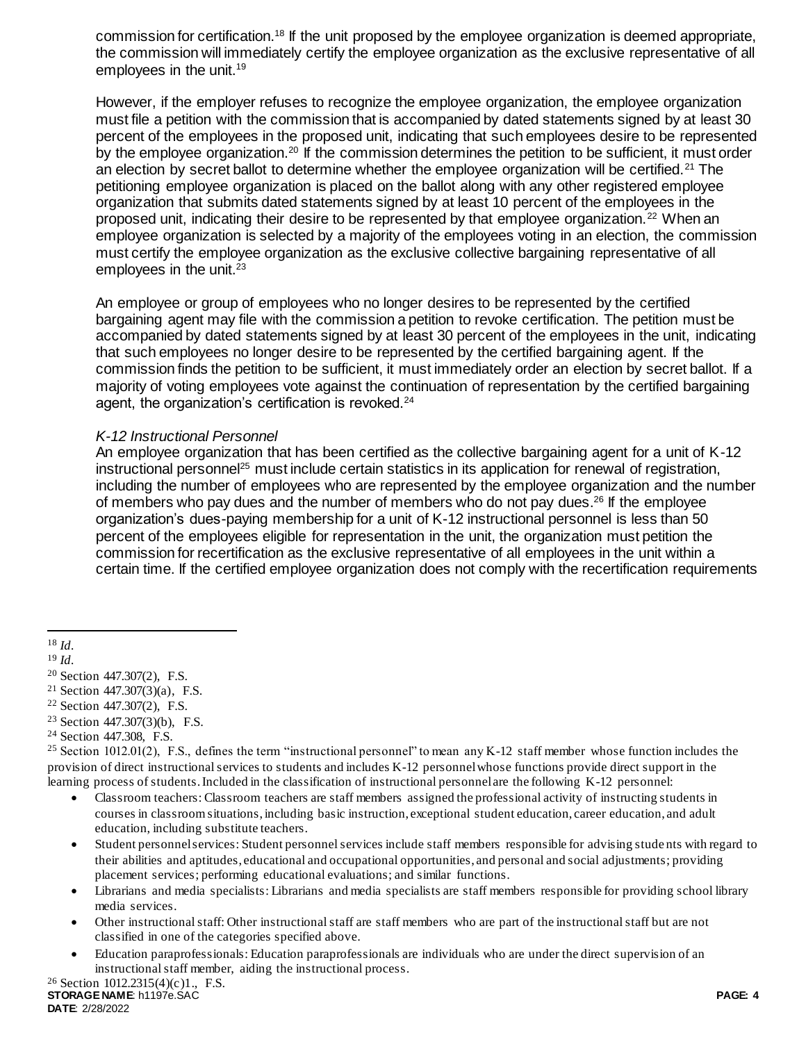commission for certification.[18] If the unit proposed by the employee organization is deemed appropriate, the commission will immediately certify the employee organization as the exclusive representative of all employees in the unit.[19]

However, if the employer refuses to recognize the employee organization, the employee organization must file a petition with the commission that is accompanied by dated statements signed by at least 30 percent of the employees in the proposed unit, indicating that such employees desire to be represented by the employee organization.[20] If the commission determines the petition to be sufficient, it must order an election by secret ballot to determine whether the employee organization will be certified.[21] The petitioning employee organization is placed on the ballot along with any other registered employee organization that submits dated statements signed by at least 10 percent of the employees in the proposed unit, indicating their desire to be represented by that employee organization.[22] When an employee organization is selected by a majority of the employees voting in an election, the commission must certify the employee organization as the exclusive collective bargaining representative of all employees in the unit.[23]

An employee or group of employees who no longer desires to be represented by the certified bargaining agent may file with the commission a petition to revoke certification. The petition must be accompanied by dated statements signed by at least 30 percent of the employees in the unit, indicating that such employees no longer desire to be represented by the certified bargaining agent. If the commission finds the petition to be sufficient, it must immediately order an election by secret ballot. If a majority of voting employees vote against the continuation of representation by the certified bargaining agent, the organization's certification is revoked.[24]

*K-12 Instructional Personnel*

An employee organization that has been certified as the collective bargaining agent for a unit of K-12 instructional personnel[25] must include certain statistics in its application for renewal of registration, including the number of employees who are represented by the employee organization and the number of members who pay dues and the number of members who do not pay dues.[26] If the employee organization's dues-paying membership for a unit of K-12 instructional personnel is less than 50 percent of the employees eligible for representation in the unit, the organization must petition the commission for recertification as the exclusive representative of all employees in the unit within a certain time. If the certified employee organization does not comply with the recertification requirements

---

[18] *Id.*

[19] *Id.*

[20] Section 447.307(2), F.S.

[21] Section 447.307(3)(a), F.S.

[22] Section 447.307(2), F.S.

[23] Section 447.307(3)(b), F.S.

[24] Section 447.308, F.S.

[25] Section 1012.01(2), F.S., defines the term "instructional personnel" to mean any K-12 staff member whose function includes the provision of direct instructional services to students and includes K-12 personnel whose functions provide direct support in the learning process of students. Included in the classification of instructional personnel are the following K-12 personnel:

- Classroom teachers: Classroom teachers are staff members assigned the professional activity of instructing students in courses in classroom situations, including basic instruction, exceptional student education, career education, and adult education, including substitute teachers.
- Student personnel services: Student personnel services include staff members responsible for advising students with regard to their abilities and aptitudes, educational and occupational opportunities, and personal and social adjustments; providing placement services; performing educational evaluations; and similar functions.
- Librarians and media specialists: Librarians and media specialists are staff members responsible for providing school library media services.
- Other instructional staff: Other instructional staff are staff members who are part of the instructional staff but are not classified in one of the categories specified above.
- Education paraprofessionals: Education paraprofessionals are individuals who are under the direct supervision of an instructional staff member, aiding the instructional process.

[26] Section 1012.2315(4)(c)1., F.S.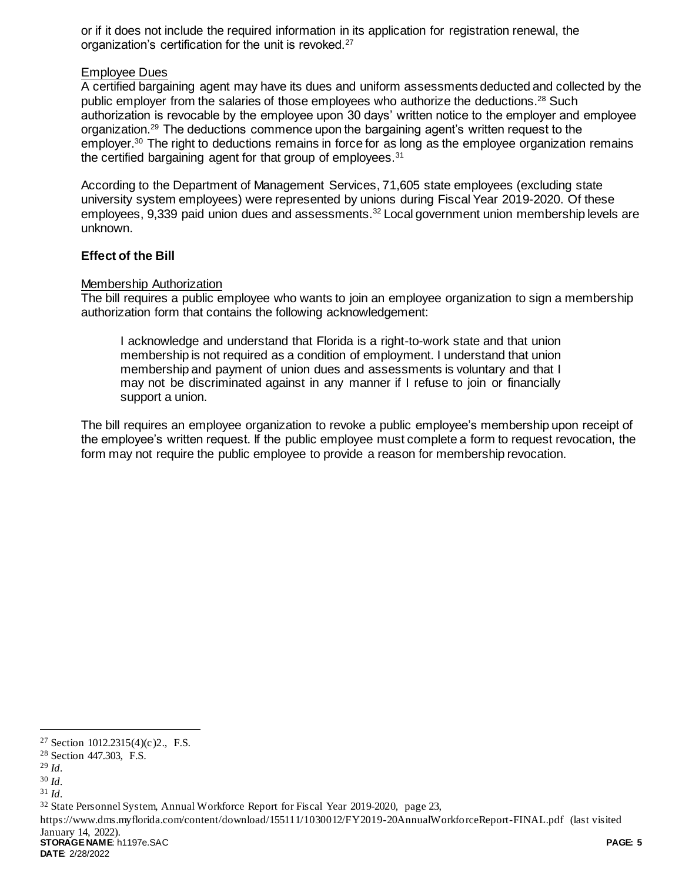or if it does not include the required information in its application for registration renewal, the organization's certification for the unit is revoked.[27]

Employee Dues

A certified bargaining agent may have its dues and uniform assessments deducted and collected by the public employer from the salaries of those employees who authorize the deductions.[28] Such authorization is revocable by the employee upon 30 days' written notice to the employer and employee organization.[29] The deductions commence upon the bargaining agent's written request to the employer.[30] The right to deductions remains in force for as long as the employee organization remains the certified bargaining agent for that group of employees.[31]

According to the Department of Management Services, 71,605 state employees (excluding state university system employees) were represented by unions during Fiscal Year 2019-2020. Of these employees, 9,339 paid union dues and assessments.[32] Local government union membership levels are unknown.

**Effect of the Bill**

Membership Authorization

The bill requires a public employee who wants to join an employee organization to sign a membership authorization form that contains the following acknowledgement:

> I acknowledge and understand that Florida is a right-to-work state and that union membership is not required as a condition of employment. I understand that union membership and payment of union dues and assessments is voluntary and that I may not be discriminated against in any manner if I refuse to join or financially support a union.

The bill requires an employee organization to revoke a public employee's membership upon receipt of the employee's written request. If the public employee must complete a form to request revocation, the form may not require the public employee to provide a reason for membership revocation.

---

[27] Section 1012.2315(4)(c)2., F.S.

[28] Section 447.303, F.S.

[29] *Id*.

[30] *Id*.

[31] *Id*.

[32] State Personnel System, Annual Workforce Report for Fiscal Year 2019-2020, page 23, https://www.dms.myflorida.com/content/download/155111/1030012/FY2019-20AnnualWorkforceReport-FINAL.pdf (last visited January 14, 2022).

**STORAGE NAME**: h1197e.SAC
**DATE**: 2/28/2022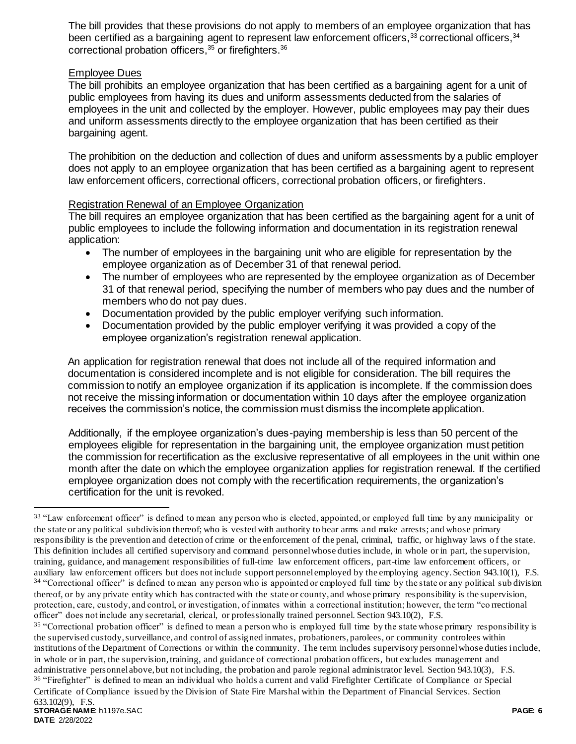The bill provides that these provisions do not apply to members of an employee organization that has been certified as a bargaining agent to represent law enforcement officers,[33] correctional officers,[34] correctional probation officers,[35] or firefighters.[36]

Employee Dues

The bill prohibits an employee organization that has been certified as a bargaining agent for a unit of public employees from having its dues and uniform assessments deducted from the salaries of employees in the unit and collected by the employer. However, public employees may pay their dues and uniform assessments directly to the employee organization that has been certified as their bargaining agent.

The prohibition on the deduction and collection of dues and uniform assessments by a public employer does not apply to an employee organization that has been certified as a bargaining agent to represent law enforcement officers, correctional officers, correctional probation officers, or firefighters.

Registration Renewal of an Employee Organization

The bill requires an employee organization that has been certified as the bargaining agent for a unit of public employees to include the following information and documentation in its registration renewal application:

- The number of employees in the bargaining unit who are eligible for representation by the employee organization as of December 31 of that renewal period.
- The number of employees who are represented by the employee organization as of December 31 of that renewal period, specifying the number of members who pay dues and the number of members who do not pay dues.
- Documentation provided by the public employer verifying such information.
- Documentation provided by the public employer verifying it was provided a copy of the employee organization's registration renewal application.

An application for registration renewal that does not include all of the required information and documentation is considered incomplete and is not eligible for consideration. The bill requires the commission to notify an employee organization if its application is incomplete. If the commission does not receive the missing information or documentation within 10 days after the employee organization receives the commission's notice, the commission must dismiss the incomplete application.

Additionally, if the employee organization's dues-paying membership is less than 50 percent of the employees eligible for representation in the bargaining unit, the employee organization must petition the commission for recertification as the exclusive representative of all employees in the unit within one month after the date on which the employee organization applies for registration renewal. If the certified employee organization does not comply with the recertification requirements, the organization's certification for the unit is revoked.

---

[33] "Law enforcement officer" is defined to mean any person who is elected, appointed, or employed full time by any municipality or the state or any political subdivision thereof; who is vested with authority to bear arms and make arrests; and whose primary responsibility is the prevention and detection of crime or the enforcement of the penal, criminal, traffic, or highway laws of the state. This definition includes all certified supervisory and command personnel whose duties include, in whole or in part, the supervision, training, guidance, and management responsibilities of full-time law enforcement officers, part-time law enforcement officers, or auxiliary law enforcement officers but does not include support personnel employed by the employing agency. Section 943.10(1), F.S.

[34] "Correctional officer" is defined to mean any person who is appointed or employed full time by the state or any political subdivision thereof, or by any private entity which has contracted with the state or county, and whose primary responsibility is the supervision, protection, care, custody, and control, or investigation, of inmates within a correctional institution; however, the term "correctional officer" does not include any secretarial, clerical, or professionally trained personnel. Section 943.10(2), F.S.

[35] "Correctional probation officer" is defined to mean a person who is employed full time by the state whose primary responsibility is the supervised custody, surveillance, and control of assigned inmates, probationers, parolees, or community controlees within institutions of the Department of Corrections or within the community. The term includes supervisory personnel whose duties include, in whole or in part, the supervision, training, and guidance of correctional probation officers, but excludes management and administrative personnel above, but not including, the probation and parole regional administrator level. Section 943.10(3), F.S.

[36] "Firefighter" is defined to mean an individual who holds a current and valid Firefighter Certificate of Compliance or Special Certificate of Compliance issued by the Division of State Fire Marshal within the Department of Financial Services. Section 633.102(9), F.S.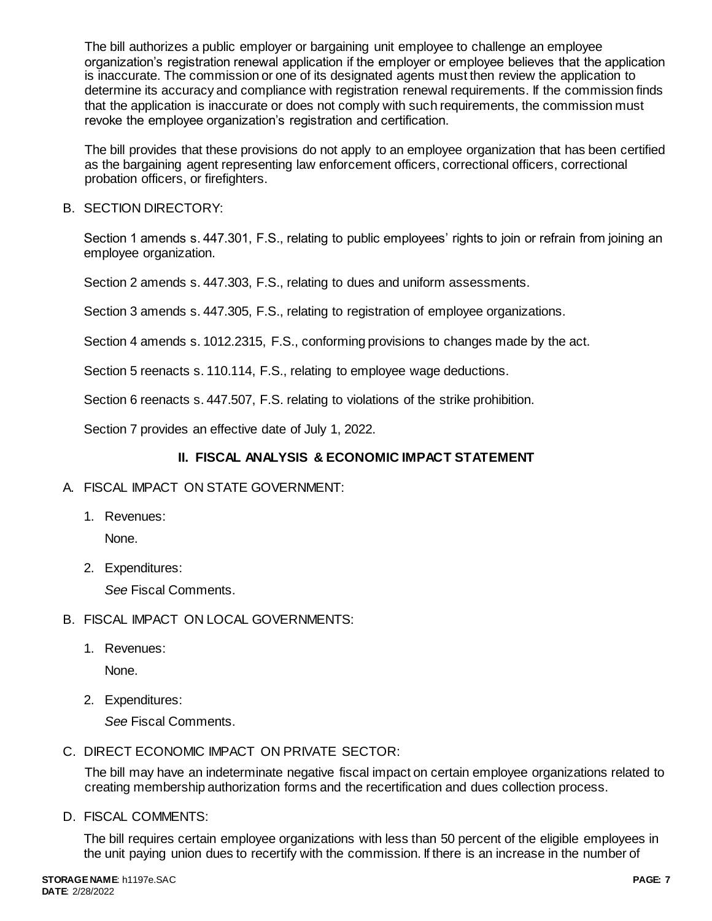The bill authorizes a public employer or bargaining unit employee to challenge an employee organization's registration renewal application if the employer or employee believes that the application is inaccurate. The commission or one of its designated agents must then review the application to determine its accuracy and compliance with registration renewal requirements. If the commission finds that the application is inaccurate or does not comply with such requirements, the commission must revoke the employee organization's registration and certification.

The bill provides that these provisions do not apply to an employee organization that has been certified as the bargaining agent representing law enforcement officers, correctional officers, correctional probation officers, or firefighters.

B. SECTION DIRECTORY:

Section 1 amends s. 447.301, F.S., relating to public employees' rights to join or refrain from joining an employee organization.

Section 2 amends s. 447.303, F.S., relating to dues and uniform assessments.

Section 3 amends s. 447.305, F.S., relating to registration of employee organizations.

Section 4 amends s. 1012.2315, F.S., conforming provisions to changes made by the act.

Section 5 reenacts s. 110.114, F.S., relating to employee wage deductions.

Section 6 reenacts s. 447.507, F.S. relating to violations of the strike prohibition.

Section 7 provides an effective date of July 1, 2022.

## II. FISCAL ANALYSIS & ECONOMIC IMPACT STATEMENT

A. FISCAL IMPACT ON STATE GOVERNMENT:

1. Revenues:

   None.

2. Expenditures:

   *See* Fiscal Comments.

B. FISCAL IMPACT ON LOCAL GOVERNMENTS:

1. Revenues:

   None.

2. Expenditures:

   *See* Fiscal Comments.

C. DIRECT ECONOMIC IMPACT ON PRIVATE SECTOR:

The bill may have an indeterminate negative fiscal impact on certain employee organizations related to creating membership authorization forms and the recertification and dues collection process.

D. FISCAL COMMENTS:

The bill requires certain employee organizations with less than 50 percent of the eligible employees in the unit paying union dues to recertify with the commission. If there is an increase in the number of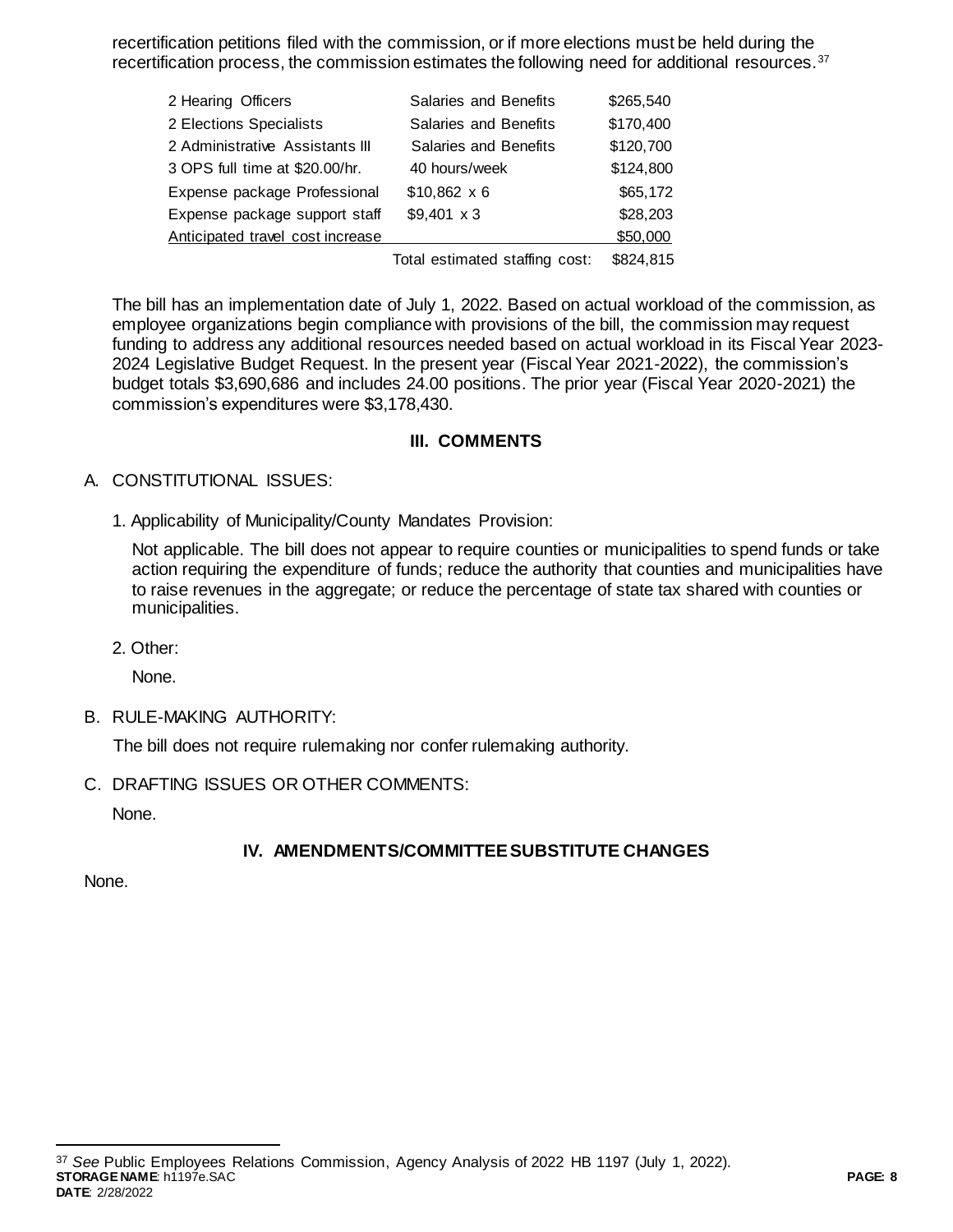recertification petitions filed with the commission, or if more elections must be held during the recertification process, the commission estimates the following need for additional resources.[37]

| | | |
|---|---|---|
| 2 Hearing Officers | Salaries and Benefits | $265,540 |
| 2 Elections Specialists | Salaries and Benefits | $170,400 |
| 2 Administrative Assistants III | Salaries and Benefits | $120,700 |
| 3 OPS full time at $20.00/hr. | 40 hours/week | $124,800 |
| Expense package Professional | $10,862 x 6 | $65,172 |
| Expense package support staff | $9,401 x 3 | $28,203 |
| Anticipated travel cost increase | | $50,000 |
| | Total estimated staffing cost: | $824,815 |

The bill has an implementation date of July 1, 2022. Based on actual workload of the commission, as employee organizations begin compliance with provisions of the bill, the commission may request funding to address any additional resources needed based on actual workload in its Fiscal Year 2023-2024 Legislative Budget Request. In the present year (Fiscal Year 2021-2022), the commission's budget totals $3,690,686 and includes 24.00 positions. The prior year (Fiscal Year 2020-2021) the commission's expenditures were $3,178,430.

## III. COMMENTS

A. CONSTITUTIONAL ISSUES:

1. Applicability of Municipality/County Mandates Provision:

   Not applicable. The bill does not appear to require counties or municipalities to spend funds or take action requiring the expenditure of funds; reduce the authority that counties and municipalities have to raise revenues in the aggregate; or reduce the percentage of state tax shared with counties or municipalities.

2. Other:

   None.

B. RULE-MAKING AUTHORITY:

   The bill does not require rulemaking nor confer rulemaking authority.

C. DRAFTING ISSUES OR OTHER COMMENTS:

   None.

## IV. AMENDMENTS/COMMITTEE SUBSTITUTE CHANGES

None.

---

[37] *See* Public Employees Relations Commission, Agency Analysis of 2022 HB 1197 (July 1, 2022).